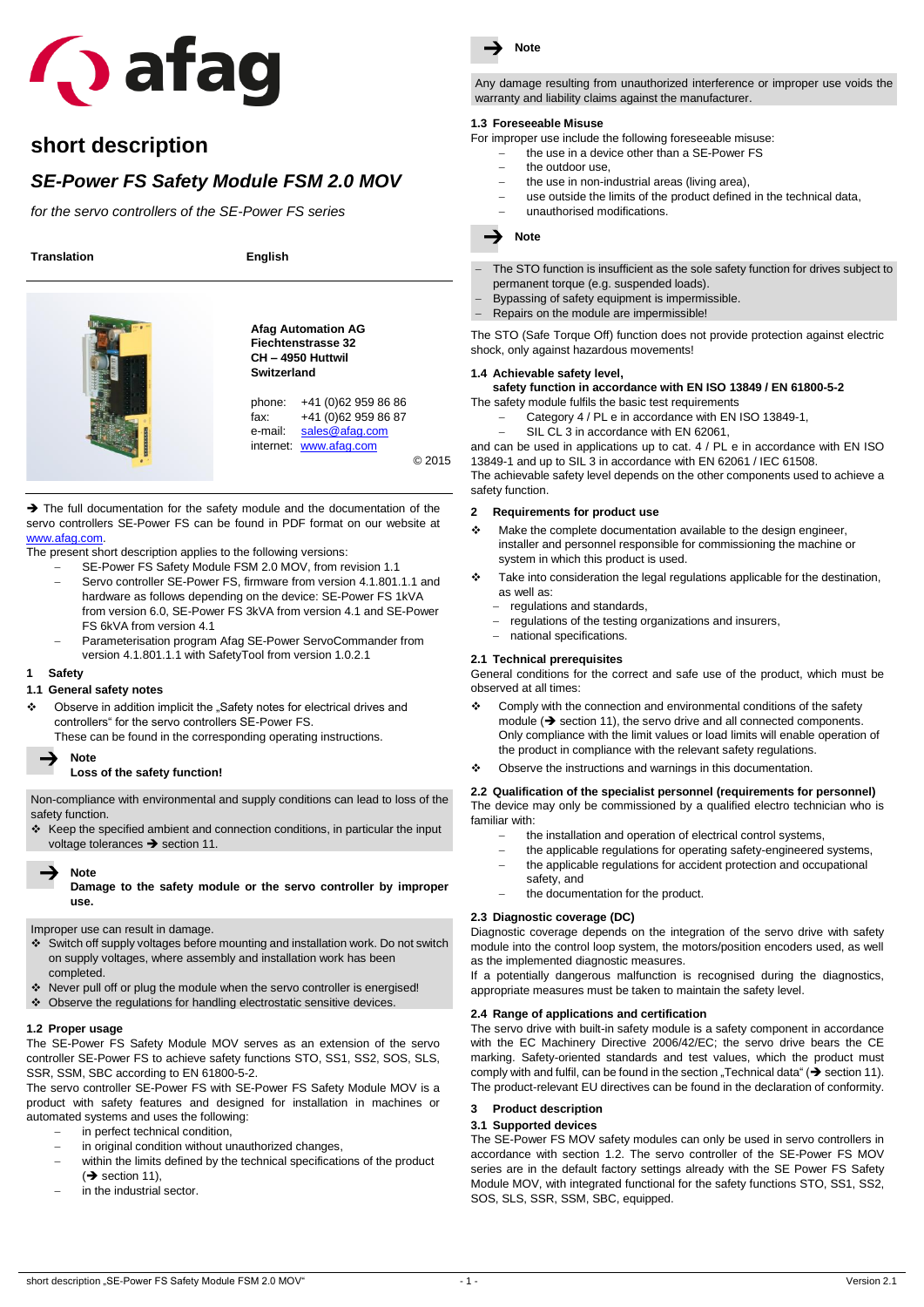# short description

## *SE-Power FS Safety Module FSM 2.0 MOV*

*for the servo controllers of the SE-Power FS series*

**Translation** **English**

**Afag Automation AG**
**Fiechtenstrasse 32**
**CH – 4950 Huttwil**
**Switzerland**

phone: +41 (0)62 959 86 86
fax: +41 (0)62 959 86 87
e-mail: sales@afag.com
internet: www.afag.com

© 2015

➔ The full documentation for the safety module and the documentation of the servo controllers SE-Power FS can be found in PDF format on our website at www.afag.com.

The present short description applies to the following versions:

- SE-Power FS Safety Module FSM 2.0 MOV, from revision 1.1
- Servo controller SE-Power FS, firmware from version 4.1.801.1.1 and hardware as follows depending on the device: SE-Power FS 1kVA from version 6.0, SE-Power FS 3kVA from version 4.1 and SE-Power FS 6kVA from version 4.1
- Parameterisation program Afag SE-Power ServoCommander from version 4.1.801.1.1 with SafetyTool from version 1.0.2.1

## 1 Safety

### 1.1 General safety notes

❖ Observe in addition implicit the „Safety notes for electrical drives and controllers" for the servo controllers SE-Power FS. These can be found in the corresponding operating instructions.

> ➔ **Note**
> **Loss of the safety function!**
>
> Non-compliance with environmental and supply conditions can lead to loss of the safety function.
> ❖ Keep the specified ambient and connection conditions, in particular the input voltage tolerances ➔ section 11.

> ➔ **Note**
> **Damage to the safety module or the servo controller by improper use.**
>
> Improper use can result in damage.
> ❖ Switch off supply voltages before mounting and installation work. Do not switch on supply voltages, where assembly and installation work has been completed.
> ❖ Never pull off or plug the module when the servo controller is energised!
> ❖ Observe the regulations for handling electrostatic sensitive devices.

### 1.2 Proper usage

The SE-Power FS Safety Module MOV serves as an extension of the servo controller SE-Power FS to achieve safety functions STO, SS1, SS2, SOS, SLS, SSR, SSM, SBC according to EN 61800-5-2.

The servo controller SE-Power FS with SE-Power FS Safety Module MOV is a product with safety features and designed for installation in machines or automated systems and uses the following:

- in perfect technical condition,
- in original condition without unauthorized changes,
- within the limits defined by the technical specifications of the product (➔ section 11),
- in the industrial sector.

> ➔ **Note**
>
> Any damage resulting from unauthorized interference or improper use voids the warranty and liability claims against the manufacturer.

### 1.3 Foreseeable Misuse

For improper use include the following foreseeable misuse:

- the use in a device other than a SE-Power FS
- the outdoor use,
- the use in non-industrial areas (living area),
- use outside the limits of the product defined in the technical data,
- unauthorised modifications.

> ➔ **Note**
>
> - The STO function is insufficient as the sole safety function for drives subject to permanent torque (e.g. suspended loads).
> - Bypassing of safety equipment is impermissible.
> - Repairs on the module are impermissible!

The STO (Safe Torque Off) function does not provide protection against electric shock, only against hazardous movements!

### 1.4 Achievable safety level, safety function in accordance with EN ISO 13849 / EN 61800-5-2

The safety module fulfils the basic test requirements

- Category 4 / PL e in accordance with EN ISO 13849-1,
- SIL CL 3 in accordance with EN 62061,

and can be used in applications up to cat. 4 / PL e in accordance with EN ISO 13849-1 and up to SIL 3 in accordance with EN 62061 / IEC 61508.

The achievable safety level depends on the other components used to achieve a safety function.

## 2 Requirements for product use

❖ Make the complete documentation available to the design engineer, installer and personnel responsible for commissioning the machine or system in which this product is used.

❖ Take into consideration the legal regulations applicable for the destination, as well as:
- regulations and standards,
- regulations of the testing organizations and insurers,
- national specifications.

### 2.1 Technical prerequisites

General conditions for the correct and safe use of the product, which must be observed at all times:

❖ Comply with the connection and environmental conditions of the safety module (➔ section 11), the servo drive and all connected components. Only compliance with the limit values or load limits will enable operation of the product in compliance with the relevant safety regulations.

❖ Observe the instructions and warnings in this documentation.

### 2.2 Qualification of the specialist personnel (requirements for personnel)

The device may only be commissioned by a qualified electro technician who is familiar with:

- the installation and operation of electrical control systems,
- the applicable regulations for operating safety-engineered systems,
- the applicable regulations for accident protection and occupational safety, and
- the documentation for the product.

### 2.3 Diagnostic coverage (DC)

Diagnostic coverage depends on the integration of the servo drive with safety module into the control loop system, the motors/position encoders used, as well as the implemented diagnostic measures.

If a potentially dangerous malfunction is recognised during the diagnostics, appropriate measures must be taken to maintain the safety level.

### 2.4 Range of applications and certification

The servo drive with built-in safety module is a safety component in accordance with the EC Machinery Directive 2006/42/EC; the servo drive bears the CE marking. Safety-oriented standards and test values, which the product must comply with and fulfil, can be found in the section „Technical data" (➔ section 11). The product-relevant EU directives can be found in the declaration of conformity.

## 3 Product description

### 3.1 Supported devices

The SE-Power FS MOV safety modules can only be used in servo controllers in accordance with section 1.2. The servo controller of the SE-Power FS MOV series are in the default factory settings already with the SE Power FS Safety Module MOV, with integrated functional for the safety functions STO, SS1, SS2, SOS, SLS, SSR, SSM, SBC, equipped.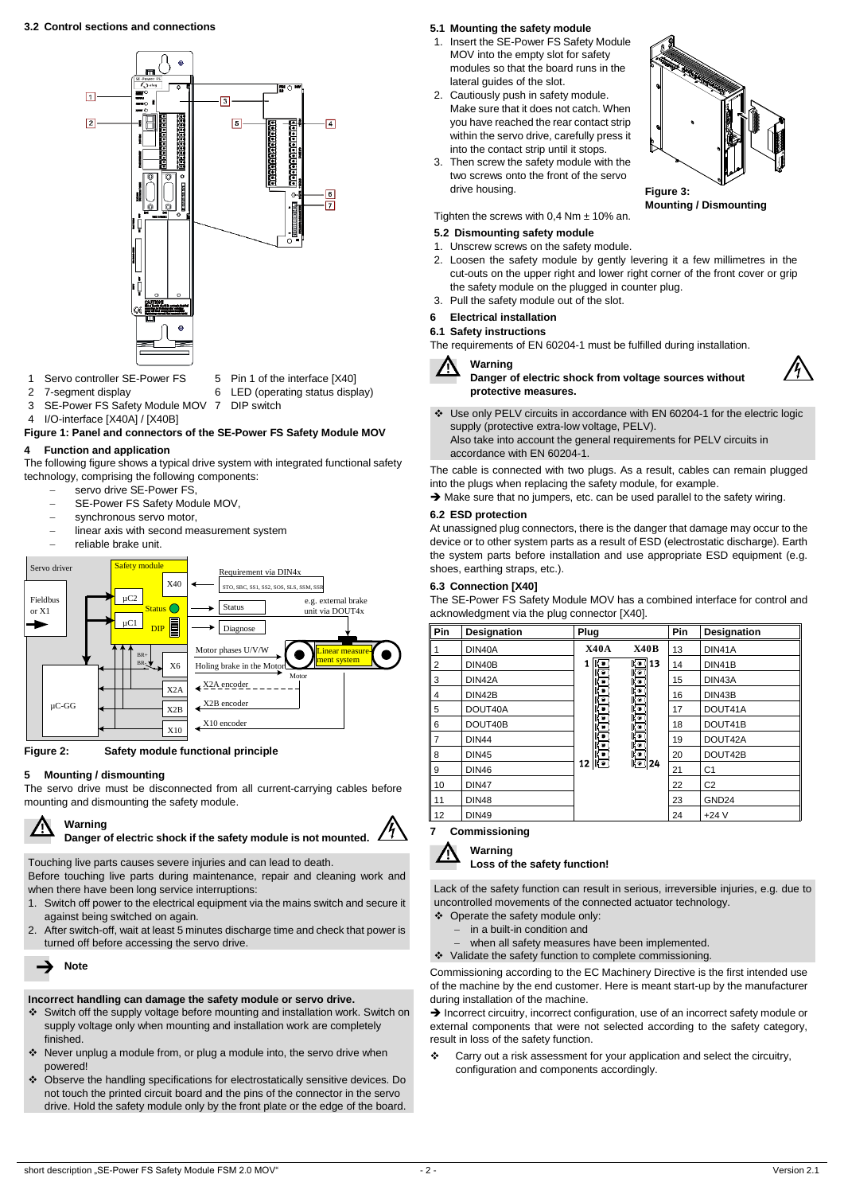### 3.2 Control sections and connections

1 Servo controller SE-Power FS
2 7-segment display
3 SE-Power FS Safety Module MOV
4 I/O-interface [X40A] / [X40B]
5 Pin 1 of the interface [X40]
6 LED (operating status display)
7 DIP switch

**Figure 1: Panel and connectors of the SE-Power FS Safety Module MOV**

## 4 Function and application

The following figure shows a typical drive system with integrated functional safety technology, comprising the following components:

- servo drive SE-Power FS,
- SE-Power FS Safety Module MOV,
- synchronous servo motor,
- linear axis with second measurement system
- reliable brake unit.

**Figure 2: Safety module functional principle**

## 5 Mounting / dismounting

The servo drive must be disconnected from all current-carrying cables before mounting and dismounting the safety module.

**Warning**
**Danger of electric shock if the safety module is not mounted.**

Touching live parts causes severe injuries and can lead to death.
Before touching live parts during maintenance, repair and cleaning work and when there have been long service interruptions:

1. Switch off power to the electrical equipment via the mains switch and secure it against being switched on again.
2. After switch-off, wait at least 5 minutes discharge time and check that power is turned off before accessing the servo drive.

**Note**

**Incorrect handling can damage the safety module or servo drive.**

- Switch off the supply voltage before mounting and installation work. Switch on supply voltage only when mounting and installation work are completely finished.
- Never unplug a module from, or plug a module into, the servo drive when powered!
- Observe the handling specifications for electrostatically sensitive devices. Do not touch the printed circuit board and the pins of the connector in the servo drive. Hold the safety module by the front plate or the edge of the board.

### 5.1 Mounting the safety module

1. Insert the SE-Power FS Safety Module MOV into the empty slot for safety modules so that the board runs in the lateral guides of the slot.
2. Cautiously push in safety module. Make sure that it does not catch. When you have reached the rear contact strip within the servo drive, carefully press it into the contact strip until it stops.
3. Then screw the safety module with the two screws onto the front of the servo drive housing.

**Figure 3: Mounting / Dismounting**

Tighten the screws with 0,4 Nm ± 10% an.

### 5.2 Dismounting safety module

1. Unscrew screws on the safety module.
2. Loosen the safety module by gently levering it a few millimetres in the cut-outs on the upper right and lower right corner of the front cover or grip the safety module on the plugged in counter plug.
3. Pull the safety module out of the slot.

## 6 Electrical installation

### 6.1 Safety instructions

The requirements of EN 60204-1 must be fulfilled during installation.

**Warning**
**Danger of electric shock from voltage sources without protective measures.**

- Use only PELV circuits in accordance with EN 60204-1 for the electric logic supply (protective extra-low voltage, PELV).
  Also take into account the general requirements for PELV circuits in accordance with EN 60204-1.

The cable is connected with two plugs. As a result, cables can remain plugged into the plugs when replacing the safety module, for example.

➔ Make sure that no jumpers, etc. can be used parallel to the safety wiring.

### 6.2 ESD protection

At unassigned plug connectors, there is the danger that damage may occur to the device or to other system parts as a result of ESD (electrostatic discharge). Earth the system parts before installation and use appropriate ESD equipment (e.g. shoes, earthing straps, etc.).

### 6.3 Connection [X40]

The SE-Power FS Safety Module MOV has a combined interface for control and acknowledgment via the plug connector [X40].

| Pin | Designation | Plug X40A | Plug X40B | Pin | Designation |
|---|---|---|---|---|---|
| 1 | DIN40A | 1 | 13 | 13 | DIN41A |
| 2 | DIN40B | | | 14 | DIN41B |
| 3 | DIN42A | | | 15 | DIN43A |
| 4 | DIN42B | | | 16 | DIN43B |
| 5 | DOUT40A | | | 17 | DOUT41A |
| 6 | DOUT40B | | | 18 | DOUT41B |
| 7 | DIN44 | | | 19 | DOUT42A |
| 8 | DIN45 | | | 20 | DOUT42B |
| 9 | DIN46 | 12 | 24 | 21 | C1 |
| 10 | DIN47 | | | 22 | C2 |
| 11 | DIN48 | | | 23 | GND24 |
| 12 | DIN49 | | | 24 | +24 V |

## 7 Commissioning

**Warning**
**Loss of the safety function!**

Lack of the safety function can result in serious, irreversible injuries, e.g. due to uncontrolled movements of the connected actuator technology.

- Operate the safety module only:
  - in a built-in condition and
  - when all safety measures have been implemented.
- Validate the safety function to complete commissioning.

Commissioning according to the EC Machinery Directive is the first intended use of the machine by the end customer. Here is meant start-up by the manufacturer during installation of the machine.

➔ Incorrect circuitry, incorrect configuration, use of an incorrect safety module or external components that were not selected according to the safety category, result in loss of the safety function.

- Carry out a risk assessment for your application and select the circuitry, configuration and components accordingly.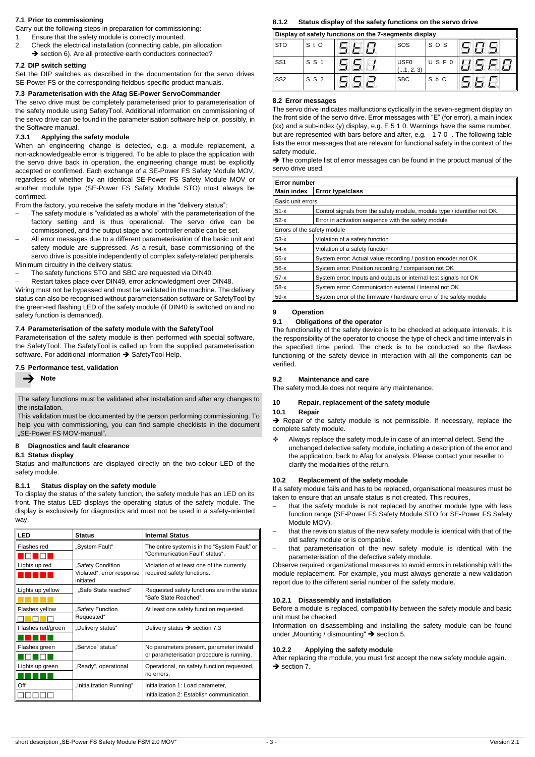### 7.1 Prior to commissioning

Carry out the following steps in preparation for commissioning:

1. Ensure that the safety module is correctly mounted.
2. Check the electrical installation (connecting cable, pin allocation → section 6). Are all protective earth conductors connected?

### 7.2 DIP switch setting

Set the DIP switches as described in the documentation for the servo drives SE-Power FS or the corresponding fieldbus-specific product manuals.

### 7.3 Parameterisation with the Afag SE-Power ServoCommander

The servo drive must be completely parameterised prior to parameterisation of the safety module using SafetyTool. Additional information on commissioning of the servo drive can be found in the parameterisation software help or, possibly, in the Software manual.

#### 7.3.1 Applying the safety module

When an engineering change is detected, e.g. a module replacement, a non-acknowledgeable error is triggered. To be able to place the application with the servo drive back in operation, the engineering change must be explicitly accepted or confirmed. Each exchange of a SE-Power FS Safety Module MOV, regardless of whether by an identical SE-Power FS Safety Module MOV or another module type (SE-Power FS Safety Module STO) must always be confirmed.

From the factory, you receive the safety module in the "delivery status":

- The safety module is "validated as a whole" with the parameterisation of the factory setting and is thus operational. The servo drive can be commissioned, and the output stage and controller enable can be set.
- All error messages due to a different parameterisation of the basic unit and safety module are suppressed. As a result, base commissioning of the servo drive is possible independently of complex safety-related peripherals.

Minimum circuitry in the delivery status:

- The safety functions STO and SBC are requested via DIN40.
- Restart takes place over DIN49, error acknowledgment over DIN48.

Wiring must not be bypassed and must be validated in the machine. The delivery status can also be recognised without parameterisation software or SafetyTool by the green-red flashing LED of the safety module (if DIN40 is switched on and no safety function is demanded).

### 7.4 Parameterisation of the safety module with the SafetyTool

Parameterisation of the safety module is then performed with special software, the SafetyTool. The SafetyTool is called up from the supplied parameterisation software. For additional information → SafetyTool Help.

### 7.5 Performance test, validation

→ **Note**

The safety functions must be validated after installation and after any changes to the installation.

This validation must be documented by the person performing commissioning. To help you with commissioning, you can find sample checklists in the document „SE-Power FS MOV-manual".

## 8 Diagnostics and fault clearance

### 8.1 Status display

Status and malfunctions are displayed directly on the two-colour LED of the safety module.

#### 8.1.1 Status display on the safety module

To display the status of the safety function, the safety module has an LED on its front. The status LED displays the operating status of the safety module. The display is exclusively for diagnostics and must not be used in a safety-oriented way.

| LED | Status | Internal Status |
|---|---|---|
| Flashes red | „System Fault" | The entire system is in the "System Fault" or "Communication Fault" status". |
| Lights up red | „Safety Condition Violated", error response initiated | Violation of at least one of the currently required safety functions. |
| Lights up yellow | „Safe State reached" | Requested safety functions are in the status "Safe State Reached". |
| Flashes yellow | „Safety Function Requested" | At least one safety function requested. |
| Flashes red/green | „Delivery status" | Delivery status → section 7.3 |
| Flashes green | „Service" status" | No parameters present, parameter invalid or parameterisation procedure is running. |
| Lights up green | „Ready", operational | Operational, no safety function requested, no errors. |
| Off | „Initialization Running" | Initialization 1: Load parameter, Initialization 2: Establish communication. |

#### 8.1.2 Status display of the safety functions on the servo drive

| Display of safety functions on the 7-segments display | | | | | |
|---|---|---|---|---|---|
| STO | S t O | StO | SOS | S O S | SOS |
| SS1 | S S 1 | SS1 | USF0 (...1, 2. 3) | U S F 0 | USF0 |
| SS2 | S S 2 | SS2 | SBC | S b C | SbC |

### 8.2 Error messages

The servo drive indicates malfunctions cyclically in the seven-segment display on the front side of the servo drive. Error messages with "E" (for error), a main index (xx) and a sub-index (y) display, e.g. E 5 1 0. Warnings have the same number, but are represented with bars before and after, e.g. - 1 7 0 -. The following table lists the error messages that are relevant for functional safety in the context of the safety module.

→ The complete list of error messages can be found in the product manual of the servo drive used.

| Error number | |
|---|---|
| **Main index** | **Error type/class** |
| Basic unit errors | |
| 51-x | Control signals from the safety module, module type / identifier not OK |
| 52-x | Error in activation sequence with the safety module |
| Errors of the safety module | |
| 53-x | Violation of a safety function |
| 54-x | Violation of a safety function |
| 55-x | System error: Actual value recording / position encoder not OK |
| 56-x | System error: Position recording / comparison not OK |
| 57-x | System error: Inputs and outputs or internal test signals not OK |
| 58-x | System error: Communication external / internal not OK |
| 59-x | System error of the firmware / hardware error of the safety module |

## 9 Operation

### 9.1 Obligations of the operator

The functionality of the safety device is to be checked at adequate intervals. It is the responsibility of the operator to choose the type of check and time intervals in the specified time period. The check is to be conducted so the flawless functioning of the safety device in interaction with all the components can be verified.

### 9.2 Maintenance and care

The safety module does not require any maintenance.

## 10 Repair, replacement of the safety module

### 10.1 Repair

→ Repair of the safety module is not permissible. If necessary, replace the complete safety module.

❖ Always replace the safety module in case of an internal defect. Send the unchanged defective safety module, including a description of the error and the application, back to Afag for analysis. Please contact your reseller to clarify the modalities of the return.

### 10.2 Replacement of the safety module

If a safety module fails and has to be replaced, organisational measures must be taken to ensure that an unsafe status is not created. This requires,

- that the safety module is not replaced by another module type with less function range (SE-Power FS Safety Module STO for SE-Power FS Safety Module MOV).
- that the revision status of the new safety module is identical with that of the old safety module or is compatible.
- that parameterisation of the new safety module is identical with the parameterisation of the defective safety module.

Observe required organizational measures to avoid errors in relationship with the module replacement. For example, you must always generate a new validation report due to the different serial number of the safety module.

#### 10.2.1 Disassembly and installation

Before a module is replaced, compatibility between the safety module and basic unit must be checked.

Information on disassembling and installing the safety module can be found under „Mounting / dismounting" → section 5.

#### 10.2.2 Applying the safety module

After replacing the module, you must first accept the new safety module again.
→ section 7.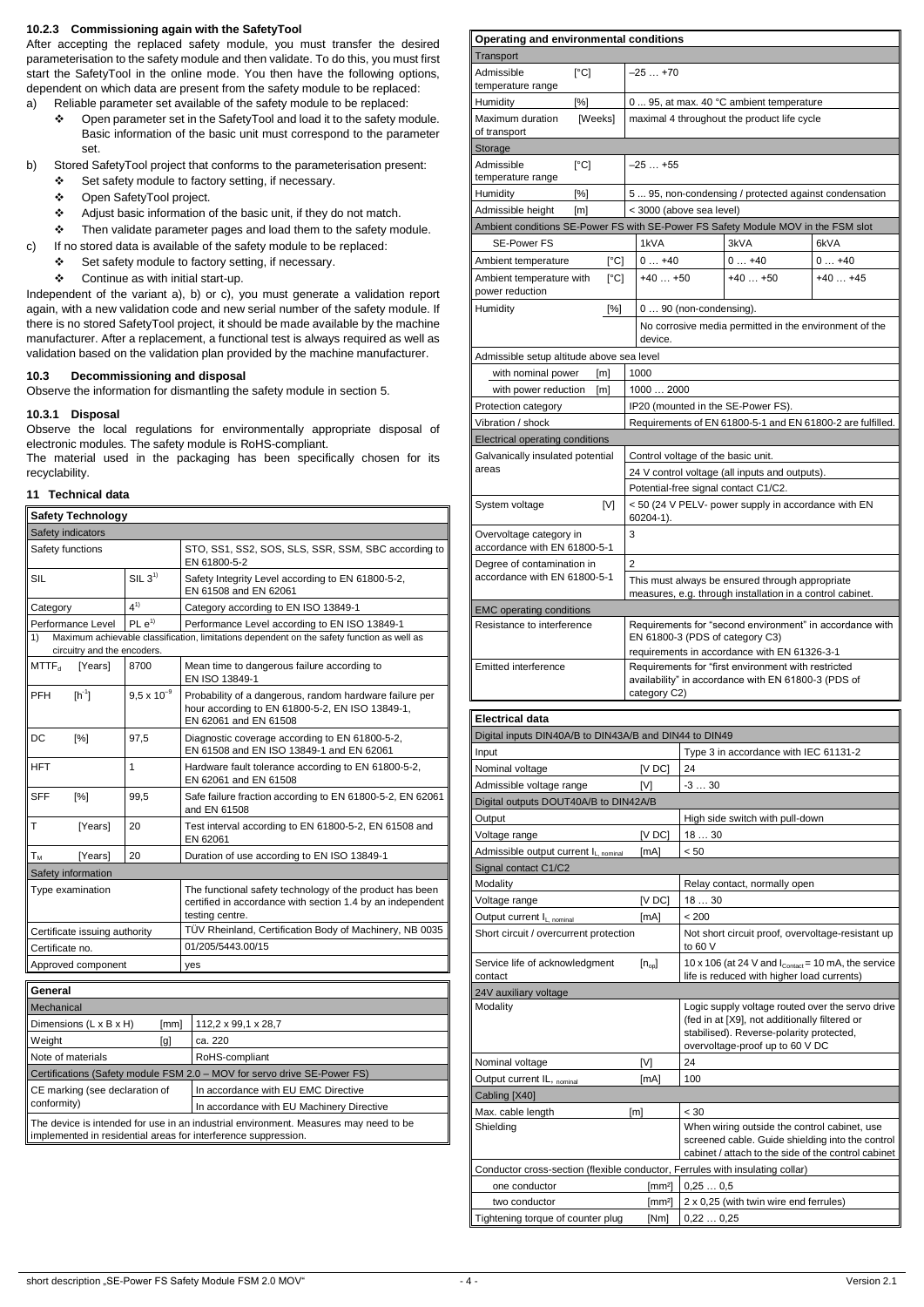### 10.2.3 Commissioning again with the SafetyTool

After accepting the replaced safety module, you must transfer the desired parameterisation to the safety module and then validate. To do this, you must first start the SafetyTool in the online mode. You then have the following options, dependent on which data are present from the safety module to be replaced:

a) Reliable parameter set available of the safety module to be replaced:
   - Open parameter set in the SafetyTool and load it to the safety module. Basic information of the basic unit must correspond to the parameter set.

b) Stored SafetyTool project that conforms to the parameterisation present:
   - Set safety module to factory setting, if necessary.
   - Open SafetyTool project.
   - Adjust basic information of the basic unit, if they do not match.
   - Then validate parameter pages and load them to the safety module.

c) If no stored data is available of the safety module to be replaced:
   - Set safety module to factory setting, if necessary.
   - Continue as with initial start-up.

Independent of the variant a), b) or c), you must generate a validation report again, with a new validation code and new serial number of the safety module. If there is no stored SafetyTool project, it should be made available by the machine manufacturer. After a replacement, a functional test is always required as well as validation based on the validation plan provided by the machine manufacturer.

### 10.3 Decommissioning and disposal

Observe the information for dismantling the safety module in section 5.

### 10.3.1 Disposal

Observe the local regulations for environmentally appropriate disposal of electronic modules. The safety module is RoHS-compliant.

The material used in the packaging has been specifically chosen for its recyclability.

## 11 Technical data

| Safety Technology | | |
|---|---|---|
| **Safety indicators** | | |
| Safety functions | | STO, SS1, SS2, SOS, SLS, SSR, SSM, SBC according to EN 61800-5-2 |
| SIL | SIL 3[1)] | Safety Integrity Level according to EN 61800-5-2, EN 61508 and EN 62061 |
| Category | 4[1)] | Category according to EN ISO 13849-1 |
| Performance Level | PL e[1)] | Performance Level according to EN ISO 13849-1 |
| 1) Maximum achievable classification, limitations dependent on the safety function as well as circuitry and the encoders. | | |
| $MTTF_d$ [Years] | 8700 | Mean time to dangerous failure according to EN ISO 13849-1 |
| PFH [$h^{-1}$] | $9{,}5 \times 10^{-9}$ | Probability of a dangerous, random hardware failure per hour according to EN 61800-5-2, EN ISO 13849-1, EN 62061 and EN 61508 |
| DC [%] | 97,5 | Diagnostic coverage according to EN 61800-5-2, EN 61508 and EN ISO 13849-1 and EN 62061 |
| HFT | 1 | Hardware fault tolerance according to EN 61800-5-2, EN 62061 and EN 61508 |
| SFF [%] | 99,5 | Safe failure fraction according to EN 61800-5-2, EN 62061 and EN 61508 |
| T [Years] | 20 | Test interval according to EN 61800-5-2, EN 61508 and EN 62061 |
| $T_M$ [Years] | 20 | Duration of use according to EN ISO 13849-1 |
| **Safety information** | | |
| Type examination | | The functional safety technology of the product has been certified in accordance with section 1.4 by an independent testing centre. |
| Certificate issuing authority | | TÜV Rheinland, Certification Body of Machinery, NB 0035 |
| Certificate no. | | 01/205/5443.00/15 |
| Approved component | | yes |

| General | | |
|---|---|---|
| **Mechanical** | | |
| Dimensions (L x B x H) | [mm] | 112,2 x 99,1 x 28,7 |
| Weight | [g] | ca. 220 |
| Note of materials | | RoHS-compliant |
| **Certifications (Safety module FSM 2.0 – MOV for servo drive SE-Power FS)** | | |
| CE marking (see declaration of conformity) | | In accordance with EU EMC Directive |
| | | In accordance with EU Machinery Directive |
| The device is intended for use in an industrial environment. Measures may need to be implemented in residential areas for interference suppression. | | |

| Operating and environmental conditions | | | | |
|---|---|---|---|---|
| **Transport** | | | | |
| Admissible temperature range | [°C] | –25 … +70 | | |
| Humidity | [%] | 0 ... 95, at max. 40 °C ambient temperature | | |
| Maximum duration of transport | [Weeks] | maximal 4 throughout the product life cycle | | |
| **Storage** | | | | |
| Admissible temperature range | [°C] | –25 … +55 | | |
| Humidity | [%] | 5 ... 95, non-condensing / protected against condensation | | |
| Admissible height | [m] | < 3000 (above sea level) | | |
| **Ambient conditions SE-Power FS with SE-Power FS Safety Module MOV in the FSM slot** | | | | |
| SE-Power FS | | 1kVA | 3kVA | 6kVA |
| Ambient temperature | [°C] | 0 … +40 | 0 … +40 | 0 … +40 |
| Ambient temperature with power reduction | [°C] | +40 … +50 | +40 … +50 | +40 … +45 |
| Humidity | [%] | 0 … 90 (non-condensing). | | |
| | | No corrosive media permitted in the environment of the device. | | |
| Admissible setup altitude above sea level | | | | |
| with nominal power | [m] | 1000 | | |
| with power reduction | [m] | 1000 … 2000 | | |
| Protection category | | IP20 (mounted in the SE-Power FS). | | |
| Vibration / shock | | Requirements of EN 61800-5-1 and EN 61800-2 are fulfilled. | | |
| **Electrical operating conditions** | | | | |
| Galvanically insulated potential areas | | Control voltage of the basic unit. | | |
| | | 24 V control voltage (all inputs and outputs). | | |
| | | Potential-free signal contact C1/C2. | | |
| System voltage | [V] | < 50 (24 V PELV- power supply in accordance with EN 60204-1). | | |
| Overvoltage category in accordance with EN 61800-5-1 | | 3 | | |
| Degree of contamination in accordance with EN 61800-5-1 | | 2 | | |
| | | This must always be ensured through appropriate measures, e.g. through installation in a control cabinet. | | |
| **EMC operating conditions** | | | | |
| Resistance to interference | | Requirements for "second environment" in accordance with EN 61800-3 (PDS of category C3) | | |
| | | requirements in accordance with EN 61326-3-1 | | |
| Emitted interference | | Requirements for "first environment with restricted availability" in accordance with EN 61800-3 (PDS of category C2) | | |

| Electrical data | | |
|---|---|---|
| **Digital inputs DIN40A/B to DIN43A/B and DIN44 to DIN49** | | |
| Input | | Type 3 in accordance with IEC 61131-2 |
| Nominal voltage | [V DC] | 24 |
| Admissible voltage range | [V] | -3 … 30 |
| **Digital outputs DOUT40A/B to DIN42A/B** | | |
| Output | | High side switch with pull-down |
| Voltage range | [V DC] | 18 … 30 |
| Admissible output current $I_{L,\,nominal}$ | [mA] | < 50 |
| **Signal contact C1/C2** | | |
| Modality | | Relay contact, normally open |
| Voltage range | [V DC] | 18 … 30 |
| Output current $I_{L,\,nominal}$ | [mA] | < 200 |
| Short circuit / overcurrent protection | | Not short circuit proof, overvoltage-resistant up to 60 V |
| Service life of acknowledgment contact | [$n_{op}$] | 10 x 106 (at 24 V and $I_{Contact}$ = 10 mA, the service life is reduced with higher load currents) |
| **24V auxiliary voltage** | | |
| Modality | | Logic supply voltage routed over the servo drive (fed in at [X9], not additionally filtered or stabilised). Reverse-polarity protected, overvoltage-proof up to 60 V DC |
| Nominal voltage | [V] | 24 |
| Output current $IL_{+,\,nominal}$ | [mA] | 100 |
| **Cabling [X40]** | | |
| Max. cable length | [m] | < 30 |
| Shielding | | When wiring outside the control cabinet, use screened cable. Guide shielding into the control cabinet / attach to the side of the control cabinet |
| Conductor cross-section (flexible conductor, Ferrules with insulating collar) | | |
| one conductor | [mm²] | 0,25 … 0,5 |
| two conductor | [mm²] | 2 x 0,25 (with twin wire end ferrules) |
| Tightening torque of counter plug | [Nm] | 0,22 … 0,25 |